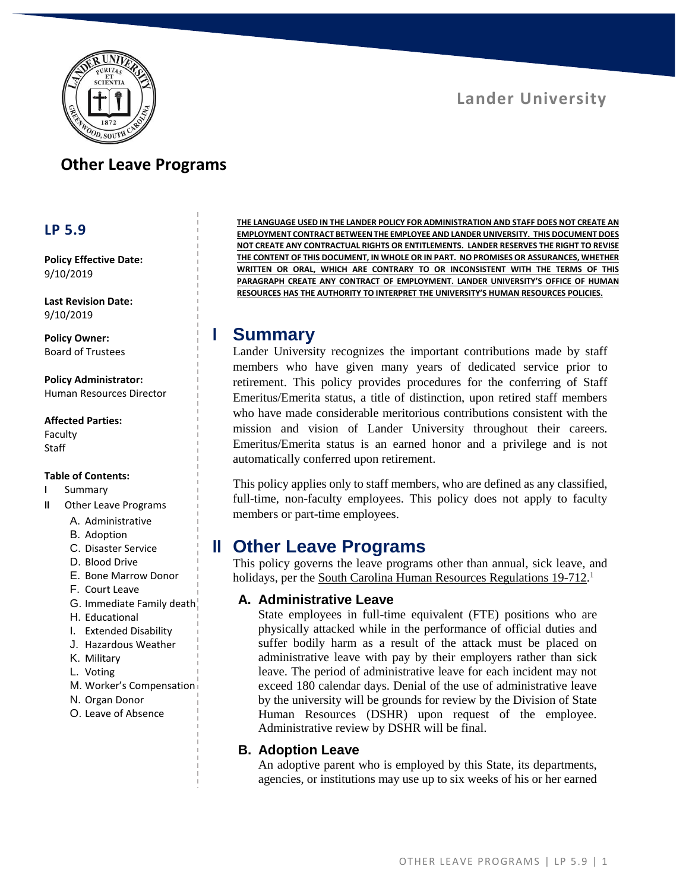Lander University

# Other Leave Programs

## LP 5.9

**Policy Effective Date:**
9/10/2019

**Last Revision Date:**
9/10/2019

**Policy Owner:**
Board of Trustees

**Policy Administrator:**
Human Resources Director

**Affected Parties:**
Faculty
Staff

**Table of Contents:**

- I Summary
- II Other Leave Programs
  - A. Administrative
  - B. Adoption
  - C. Disaster Service
  - D. Blood Drive
  - E. Bone Marrow Donor
  - F. Court Leave
  - G. Immediate Family death
  - H. Educational
  - I. Extended Disability
  - J. Hazardous Weather
  - K. Military
  - L. Voting
  - M. Worker's Compensation
  - N. Organ Donor
  - O. Leave of Absence

**THE LANGUAGE USED IN THE LANDER POLICY FOR ADMINISTRATION AND STAFF DOES NOT CREATE AN EMPLOYMENT CONTRACT BETWEEN THE EMPLOYEE AND LANDER UNIVERSITY. THIS DOCUMENT DOES NOT CREATE ANY CONTRACTUAL RIGHTS OR ENTITLEMENTS. LANDER RESERVES THE RIGHT TO REVISE THE CONTENT OF THIS DOCUMENT, IN WHOLE OR IN PART. NO PROMISES OR ASSURANCES, WHETHER WRITTEN OR ORAL, WHICH ARE CONTRARY TO OR INCONSISTENT WITH THE TERMS OF THIS PARAGRAPH CREATE ANY CONTRACT OF EMPLOYMENT. LANDER UNIVERSITY'S OFFICE OF HUMAN RESOURCES HAS THE AUTHORITY TO INTERPRET THE UNIVERSITY'S HUMAN RESOURCES POLICIES.**

# I Summary

Lander University recognizes the important contributions made by staff members who have given many years of dedicated service prior to retirement. This policy provides procedures for the conferring of Staff Emeritus/Emerita status, a title of distinction, upon retired staff members who have made considerable meritorious contributions consistent with the mission and vision of Lander University throughout their careers. Emeritus/Emerita status is an earned honor and a privilege and is not automatically conferred upon retirement.

This policy applies only to staff members, who are defined as any classified, full-time, non-faculty employees. This policy does not apply to faculty members or part-time employees.

# II Other Leave Programs

This policy governs the leave programs other than annual, sick leave, and holidays, per the South Carolina Human Resources Regulations 19-712.[1]

## A. Administrative Leave

State employees in full-time equivalent (FTE) positions who are physically attacked while in the performance of official duties and suffer bodily harm as a result of the attack must be placed on administrative leave with pay by their employers rather than sick leave. The period of administrative leave for each incident may not exceed 180 calendar days. Denial of the use of administrative leave by the university will be grounds for review by the Division of State Human Resources (DSHR) upon request of the employee. Administrative review by DSHR will be final.

## B. Adoption Leave

An adoptive parent who is employed by this State, its departments, agencies, or institutions may use up to six weeks of his or her earned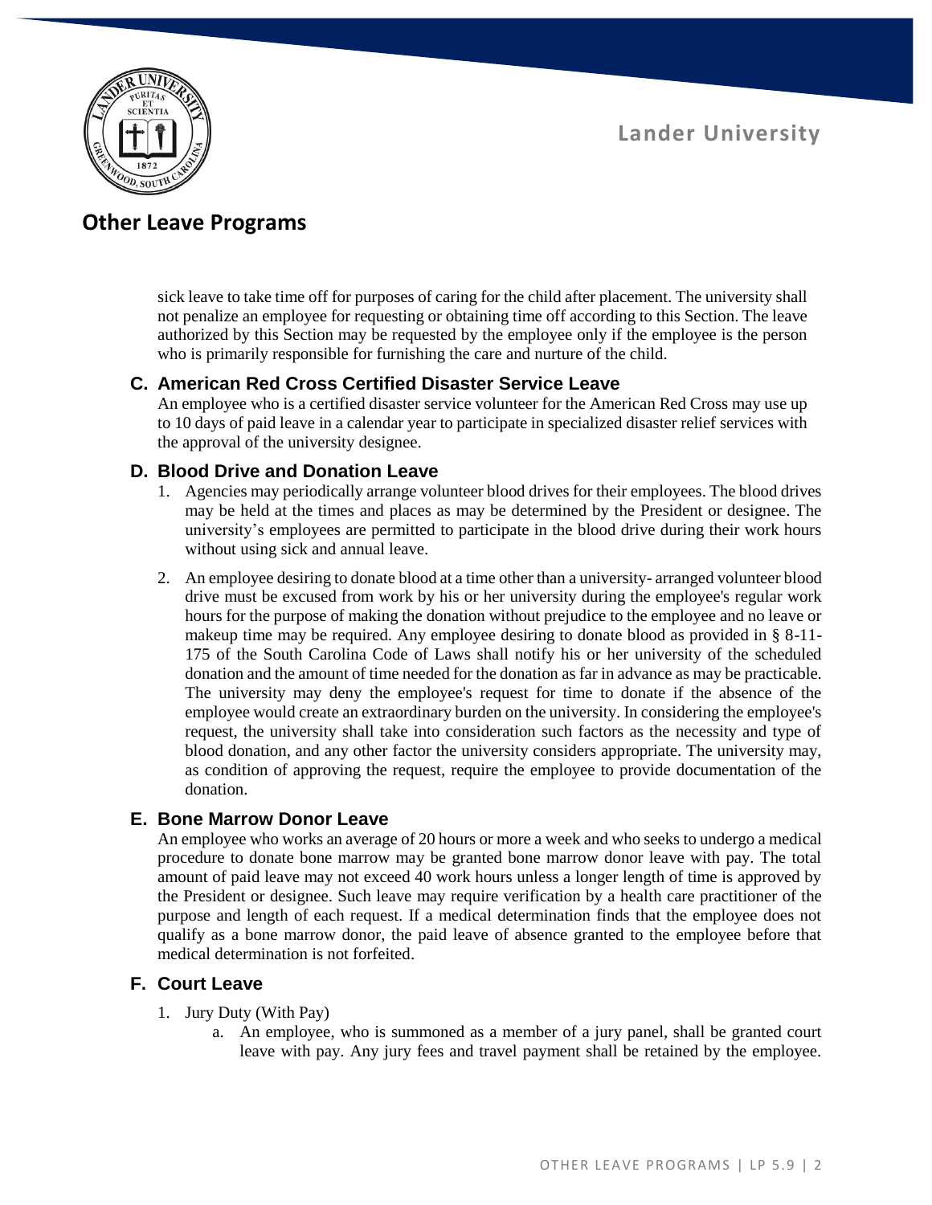sick leave to take time off for purposes of caring for the child after placement. The university shall not penalize an employee for requesting or obtaining time off according to this Section. The leave authorized by this Section may be requested by the employee only if the employee is the person who is primarily responsible for furnishing the care and nurture of the child.

### C. American Red Cross Certified Disaster Service Leave

An employee who is a certified disaster service volunteer for the American Red Cross may use up to 10 days of paid leave in a calendar year to participate in specialized disaster relief services with the approval of the university designee.

### D. Blood Drive and Donation Leave

1. Agencies may periodically arrange volunteer blood drives for their employees. The blood drives may be held at the times and places as may be determined by the President or designee. The university's employees are permitted to participate in the blood drive during their work hours without using sick and annual leave.
2. An employee desiring to donate blood at a time other than a university- arranged volunteer blood drive must be excused from work by his or her university during the employee's regular work hours for the purpose of making the donation without prejudice to the employee and no leave or makeup time may be required. Any employee desiring to donate blood as provided in § 8-11-175 of the South Carolina Code of Laws shall notify his or her university of the scheduled donation and the amount of time needed for the donation as far in advance as may be practicable. The university may deny the employee's request for time to donate if the absence of the employee would create an extraordinary burden on the university. In considering the employee's request, the university shall take into consideration such factors as the necessity and type of blood donation, and any other factor the university considers appropriate. The university may, as condition of approving the request, require the employee to provide documentation of the donation.

### E. Bone Marrow Donor Leave

An employee who works an average of 20 hours or more a week and who seeks to undergo a medical procedure to donate bone marrow may be granted bone marrow donor leave with pay. The total amount of paid leave may not exceed 40 work hours unless a longer length of time is approved by the President or designee. Such leave may require verification by a health care practitioner of the purpose and length of each request. If a medical determination finds that the employee does not qualify as a bone marrow donor, the paid leave of absence granted to the employee before that medical determination is not forfeited.

### F. Court Leave

1. Jury Duty (With Pay)
   a. An employee, who is summoned as a member of a jury panel, shall be granted court leave with pay. Any jury fees and travel payment shall be retained by the employee.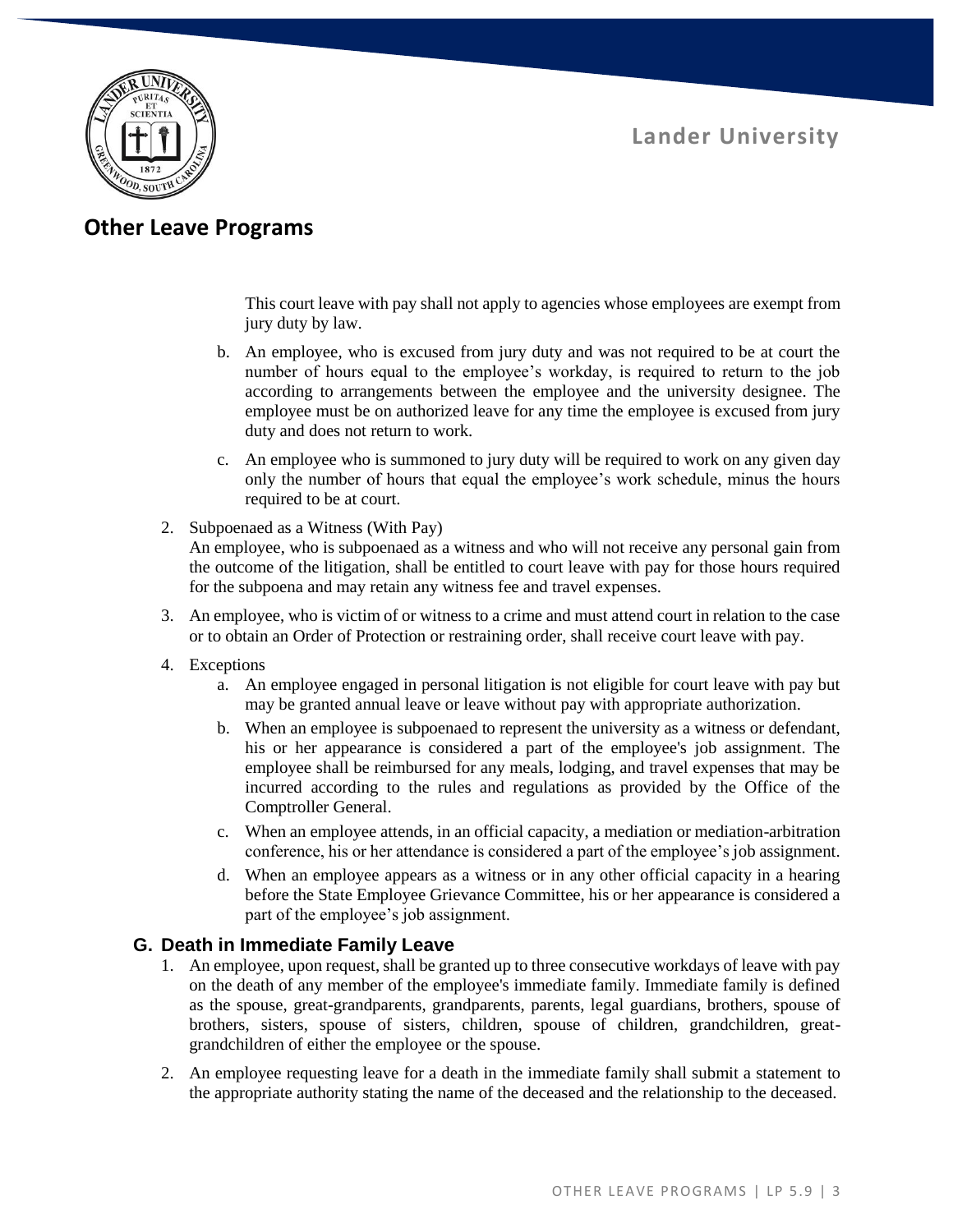This court leave with pay shall not apply to agencies whose employees are exempt from jury duty by law.

b. An employee, who is excused from jury duty and was not required to be at court the number of hours equal to the employee's workday, is required to return to the job according to arrangements between the employee and the university designee. The employee must be on authorized leave for any time the employee is excused from jury duty and does not return to work.

c. An employee who is summoned to jury duty will be required to work on any given day only the number of hours that equal the employee's work schedule, minus the hours required to be at court.

2. Subpoenaed as a Witness (With Pay)
An employee, who is subpoenaed as a witness and who will not receive any personal gain from the outcome of the litigation, shall be entitled to court leave with pay for those hours required for the subpoena and may retain any witness fee and travel expenses.

3. An employee, who is victim of or witness to a crime and must attend court in relation to the case or to obtain an Order of Protection or restraining order, shall receive court leave with pay.

4. Exceptions
   a. An employee engaged in personal litigation is not eligible for court leave with pay but may be granted annual leave or leave without pay with appropriate authorization.
   b. When an employee is subpoenaed to represent the university as a witness or defendant, his or her appearance is considered a part of the employee's job assignment. The employee shall be reimbursed for any meals, lodging, and travel expenses that may be incurred according to the rules and regulations as provided by the Office of the Comptroller General.
   c. When an employee attends, in an official capacity, a mediation or mediation-arbitration conference, his or her attendance is considered a part of the employee's job assignment.
   d. When an employee appears as a witness or in any other official capacity in a hearing before the State Employee Grievance Committee, his or her appearance is considered a part of the employee's job assignment.

### G. Death in Immediate Family Leave

1. An employee, upon request, shall be granted up to three consecutive workdays of leave with pay on the death of any member of the employee's immediate family. Immediate family is defined as the spouse, great-grandparents, grandparents, parents, legal guardians, brothers, spouse of brothers, sisters, spouse of sisters, children, spouse of children, grandchildren, great-grandchildren of either the employee or the spouse.
2. An employee requesting leave for a death in the immediate family shall submit a statement to the appropriate authority stating the name of the deceased and the relationship to the deceased.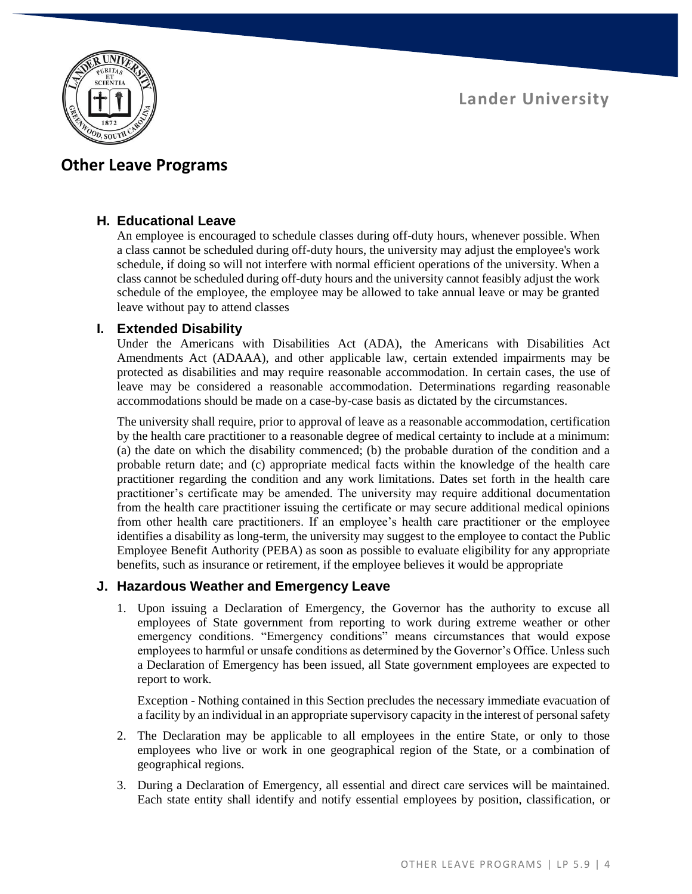## Other Leave Programs

### H. Educational Leave

An employee is encouraged to schedule classes during off-duty hours, whenever possible. When a class cannot be scheduled during off-duty hours, the university may adjust the employee's work schedule, if doing so will not interfere with normal efficient operations of the university. When a class cannot be scheduled during off-duty hours and the university cannot feasibly adjust the work schedule of the employee, the employee may be allowed to take annual leave or may be granted leave without pay to attend classes

### I. Extended Disability

Under the Americans with Disabilities Act (ADA), the Americans with Disabilities Act Amendments Act (ADAAA), and other applicable law, certain extended impairments may be protected as disabilities and may require reasonable accommodation. In certain cases, the use of leave may be considered a reasonable accommodation. Determinations regarding reasonable accommodations should be made on a case-by-case basis as dictated by the circumstances.

The university shall require, prior to approval of leave as a reasonable accommodation, certification by the health care practitioner to a reasonable degree of medical certainty to include at a minimum: (a) the date on which the disability commenced; (b) the probable duration of the condition and a probable return date; and (c) appropriate medical facts within the knowledge of the health care practitioner regarding the condition and any work limitations. Dates set forth in the health care practitioner's certificate may be amended. The university may require additional documentation from the health care practitioner issuing the certificate or may secure additional medical opinions from other health care practitioners. If an employee's health care practitioner or the employee identifies a disability as long-term, the university may suggest to the employee to contact the Public Employee Benefit Authority (PEBA) as soon as possible to evaluate eligibility for any appropriate benefits, such as insurance or retirement, if the employee believes it would be appropriate

### J. Hazardous Weather and Emergency Leave

1. Upon issuing a Declaration of Emergency, the Governor has the authority to excuse all employees of State government from reporting to work during extreme weather or other emergency conditions. "Emergency conditions" means circumstances that would expose employees to harmful or unsafe conditions as determined by the Governor's Office. Unless such a Declaration of Emergency has been issued, all State government employees are expected to report to work.

   Exception - Nothing contained in this Section precludes the necessary immediate evacuation of a facility by an individual in an appropriate supervisory capacity in the interest of personal safety

2. The Declaration may be applicable to all employees in the entire State, or only to those employees who live or work in one geographical region of the State, or a combination of geographical regions.

3. During a Declaration of Emergency, all essential and direct care services will be maintained. Each state entity shall identify and notify essential employees by position, classification, or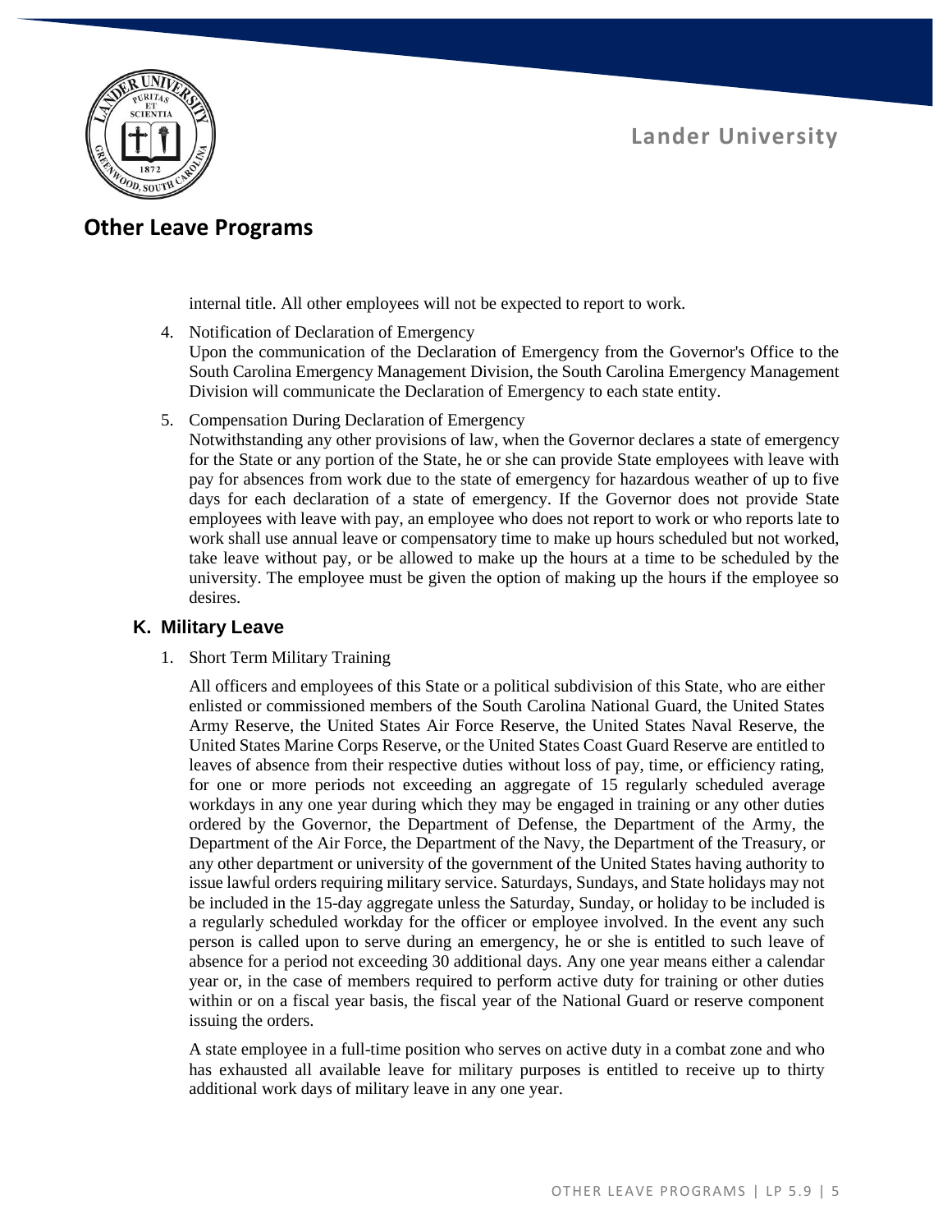internal title. All other employees will not be expected to report to work.

4. Notification of Declaration of Emergency
   Upon the communication of the Declaration of Emergency from the Governor's Office to the South Carolina Emergency Management Division, the South Carolina Emergency Management Division will communicate the Declaration of Emergency to each state entity.

5. Compensation During Declaration of Emergency
   Notwithstanding any other provisions of law, when the Governor declares a state of emergency for the State or any portion of the State, he or she can provide State employees with leave with pay for absences from work due to the state of emergency for hazardous weather of up to five days for each declaration of a state of emergency. If the Governor does not provide State employees with leave with pay, an employee who does not report to work or who reports late to work shall use annual leave or compensatory time to make up hours scheduled but not worked, take leave without pay, or be allowed to make up the hours at a time to be scheduled by the university. The employee must be given the option of making up the hours if the employee so desires.

### K. Military Leave

1. Short Term Military Training

   All officers and employees of this State or a political subdivision of this State, who are either enlisted or commissioned members of the South Carolina National Guard, the United States Army Reserve, the United States Air Force Reserve, the United States Naval Reserve, the United States Marine Corps Reserve, or the United States Coast Guard Reserve are entitled to leaves of absence from their respective duties without loss of pay, time, or efficiency rating, for one or more periods not exceeding an aggregate of 15 regularly scheduled average workdays in any one year during which they may be engaged in training or any other duties ordered by the Governor, the Department of Defense, the Department of the Army, the Department of the Air Force, the Department of the Navy, the Department of the Treasury, or any other department or university of the government of the United States having authority to issue lawful orders requiring military service. Saturdays, Sundays, and State holidays may not be included in the 15-day aggregate unless the Saturday, Sunday, or holiday to be included is a regularly scheduled workday for the officer or employee involved. In the event any such person is called upon to serve during an emergency, he or she is entitled to such leave of absence for a period not exceeding 30 additional days. Any one year means either a calendar year or, in the case of members required to perform active duty for training or other duties within or on a fiscal year basis, the fiscal year of the National Guard or reserve component issuing the orders.

   A state employee in a full-time position who serves on active duty in a combat zone and who has exhausted all available leave for military purposes is entitled to receive up to thirty additional work days of military leave in any one year.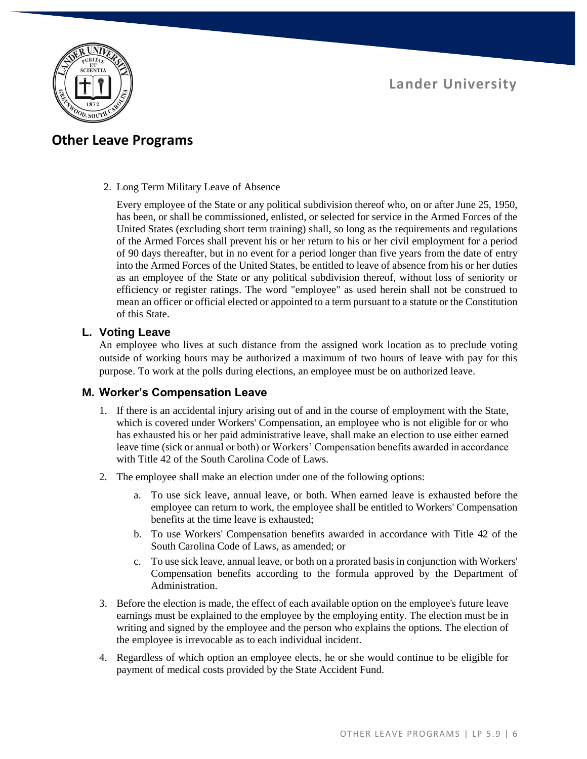2. Long Term Military Leave of Absence

   Every employee of the State or any political subdivision thereof who, on or after June 25, 1950, has been, or shall be commissioned, enlisted, or selected for service in the Armed Forces of the United States (excluding short term training) shall, so long as the requirements and regulations of the Armed Forces shall prevent his or her return to his or her civil employment for a period of 90 days thereafter, but in no event for a period longer than five years from the date of entry into the Armed Forces of the United States, be entitled to leave of absence from his or her duties as an employee of the State or any political subdivision thereof, without loss of seniority or efficiency or register ratings. The word "employee" as used herein shall not be construed to mean an officer or official elected or appointed to a term pursuant to a statute or the Constitution of this State.

### L. Voting Leave

An employee who lives at such distance from the assigned work location as to preclude voting outside of working hours may be authorized a maximum of two hours of leave with pay for this purpose. To work at the polls during elections, an employee must be on authorized leave.

### M. Worker's Compensation Leave

1. If there is an accidental injury arising out of and in the course of employment with the State, which is covered under Workers' Compensation, an employee who is not eligible for or who has exhausted his or her paid administrative leave, shall make an election to use either earned leave time (sick or annual or both) or Workers' Compensation benefits awarded in accordance with Title 42 of the South Carolina Code of Laws.
2. The employee shall make an election under one of the following options:
   a. To use sick leave, annual leave, or both. When earned leave is exhausted before the employee can return to work, the employee shall be entitled to Workers' Compensation benefits at the time leave is exhausted;
   b. To use Workers' Compensation benefits awarded in accordance with Title 42 of the South Carolina Code of Laws, as amended; or
   c. To use sick leave, annual leave, or both on a prorated basis in conjunction with Workers' Compensation benefits according to the formula approved by the Department of Administration.
3. Before the election is made, the effect of each available option on the employee's future leave earnings must be explained to the employee by the employing entity. The election must be in writing and signed by the employee and the person who explains the options. The election of the employee is irrevocable as to each individual incident.
4. Regardless of which option an employee elects, he or she would continue to be eligible for payment of medical costs provided by the State Accident Fund.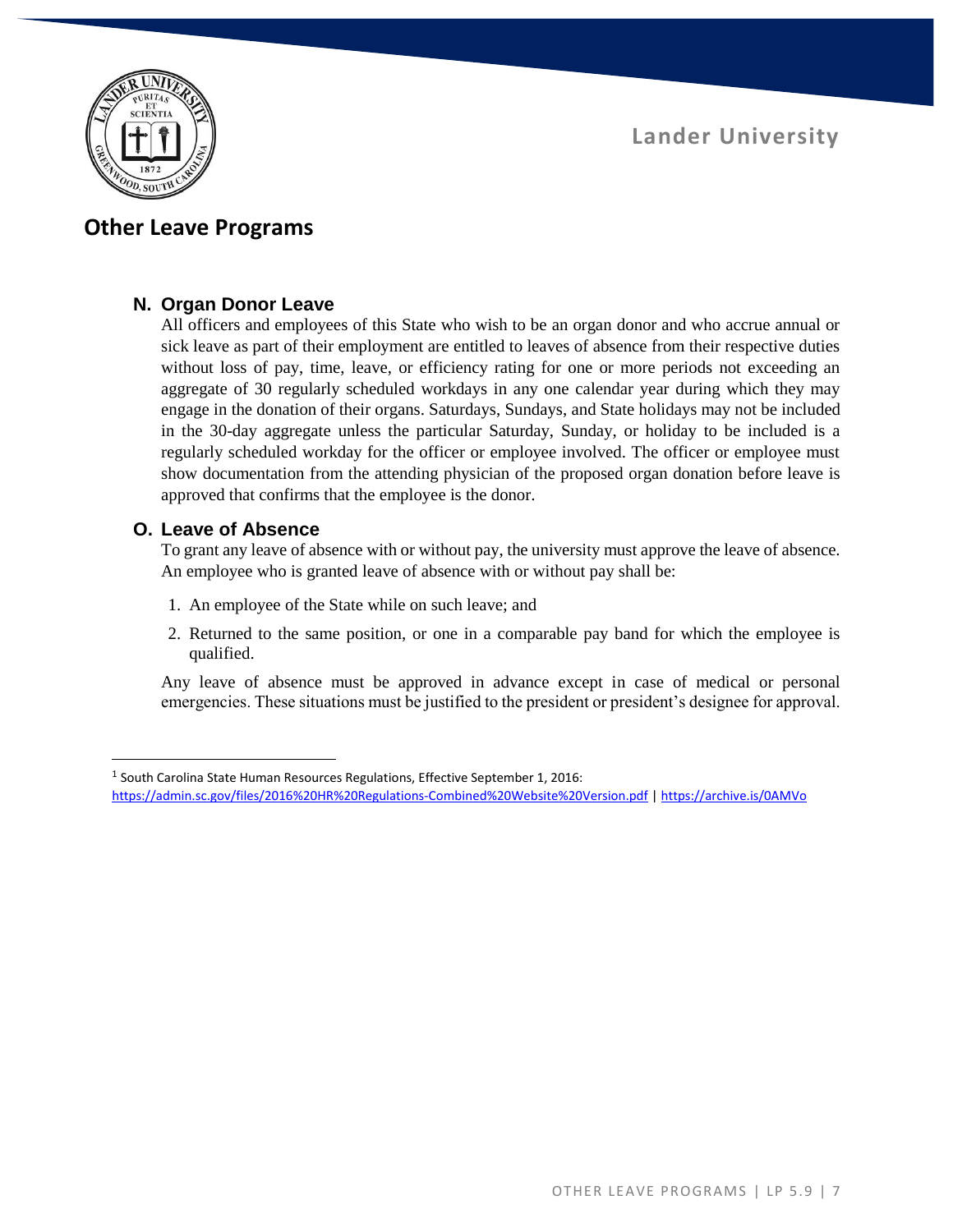## Other Leave Programs

### N. Organ Donor Leave

All officers and employees of this State who wish to be an organ donor and who accrue annual or sick leave as part of their employment are entitled to leaves of absence from their respective duties without loss of pay, time, leave, or efficiency rating for one or more periods not exceeding an aggregate of 30 regularly scheduled workdays in any one calendar year during which they may engage in the donation of their organs. Saturdays, Sundays, and State holidays may not be included in the 30-day aggregate unless the particular Saturday, Sunday, or holiday to be included is a regularly scheduled workday for the officer or employee involved. The officer or employee must show documentation from the attending physician of the proposed organ donation before leave is approved that confirms that the employee is the donor.

### O. Leave of Absence

To grant any leave of absence with or without pay, the university must approve the leave of absence. An employee who is granted leave of absence with or without pay shall be:

1. An employee of the State while on such leave; and
2. Returned to the same position, or one in a comparable pay band for which the employee is qualified.

Any leave of absence must be approved in advance except in case of medical or personal emergencies. These situations must be justified to the president or president's designee for approval.

---

[1] South Carolina State Human Resources Regulations, Effective September 1, 2016: https://admin.sc.gov/files/2016%20HR%20Regulations-Combined%20Website%20Version.pdf | https://archive.is/0AMVo